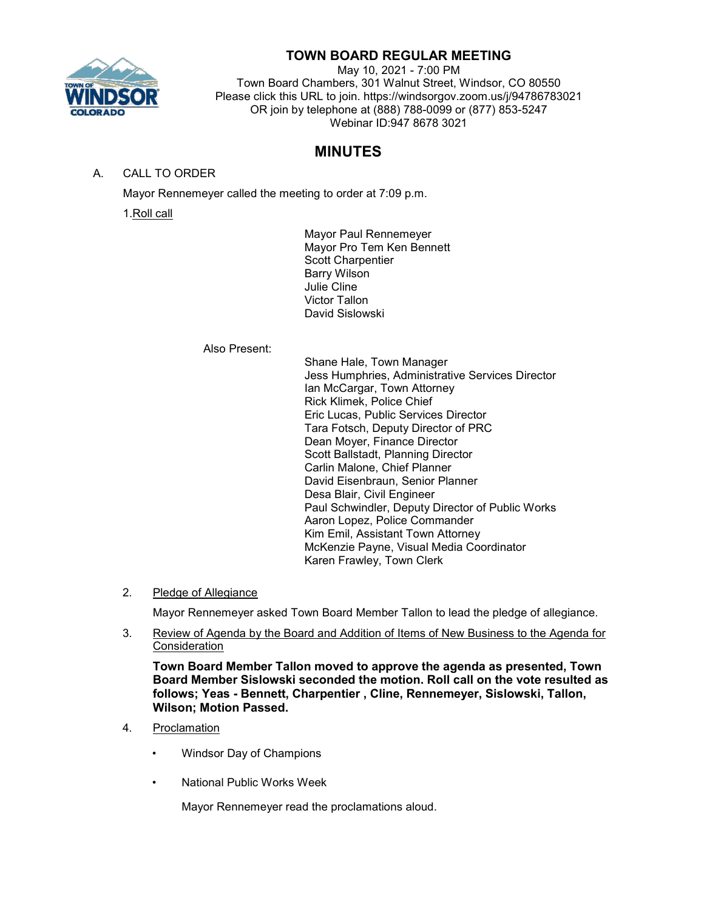# TOWN BOARD REGULAR MEETING

May 10, 2021 - 7:00 PM
Town Board Chambers, 301 Walnut Street, Windsor, CO 80550
Please click this URL to join. https://windsorgov.zoom.us/j/94786783021
OR join by telephone at (888) 788-0099 or (877) 853-5247
Webinar ID:947 8678 3021

## MINUTES

A. CALL TO ORDER

Mayor Rennemeyer called the meeting to order at 7:09 p.m.

1. Roll call

Mayor Paul Rennemeyer
Mayor Pro Tem Ken Bennett
Scott Charpentier
Barry Wilson
Julie Cline
Victor Tallon
David Sislowski

Also Present:

Shane Hale, Town Manager
Jess Humphries, Administrative Services Director
Ian McCargar, Town Attorney
Rick Klimek, Police Chief
Eric Lucas, Public Services Director
Tara Fotsch, Deputy Director of PRC
Dean Moyer, Finance Director
Scott Ballstadt, Planning Director
Carlin Malone, Chief Planner
David Eisenbraun, Senior Planner
Desa Blair, Civil Engineer
Paul Schwindler, Deputy Director of Public Works
Aaron Lopez, Police Commander
Kim Emil, Assistant Town Attorney
McKenzie Payne, Visual Media Coordinator
Karen Frawley, Town Clerk

2. Pledge of Allegiance

Mayor Rennemeyer asked Town Board Member Tallon to lead the pledge of allegiance.

3. Review of Agenda by the Board and Addition of Items of New Business to the Agenda for Consideration

**Town Board Member Tallon moved to approve the agenda as presented, Town Board Member Sislowski seconded the motion. Roll call on the vote resulted as follows; Yeas - Bennett, Charpentier , Cline, Rennemeyer, Sislowski, Tallon, Wilson; Motion Passed.**

4. Proclamation

- Windsor Day of Champions
- National Public Works Week

Mayor Rennemeyer read the proclamations aloud.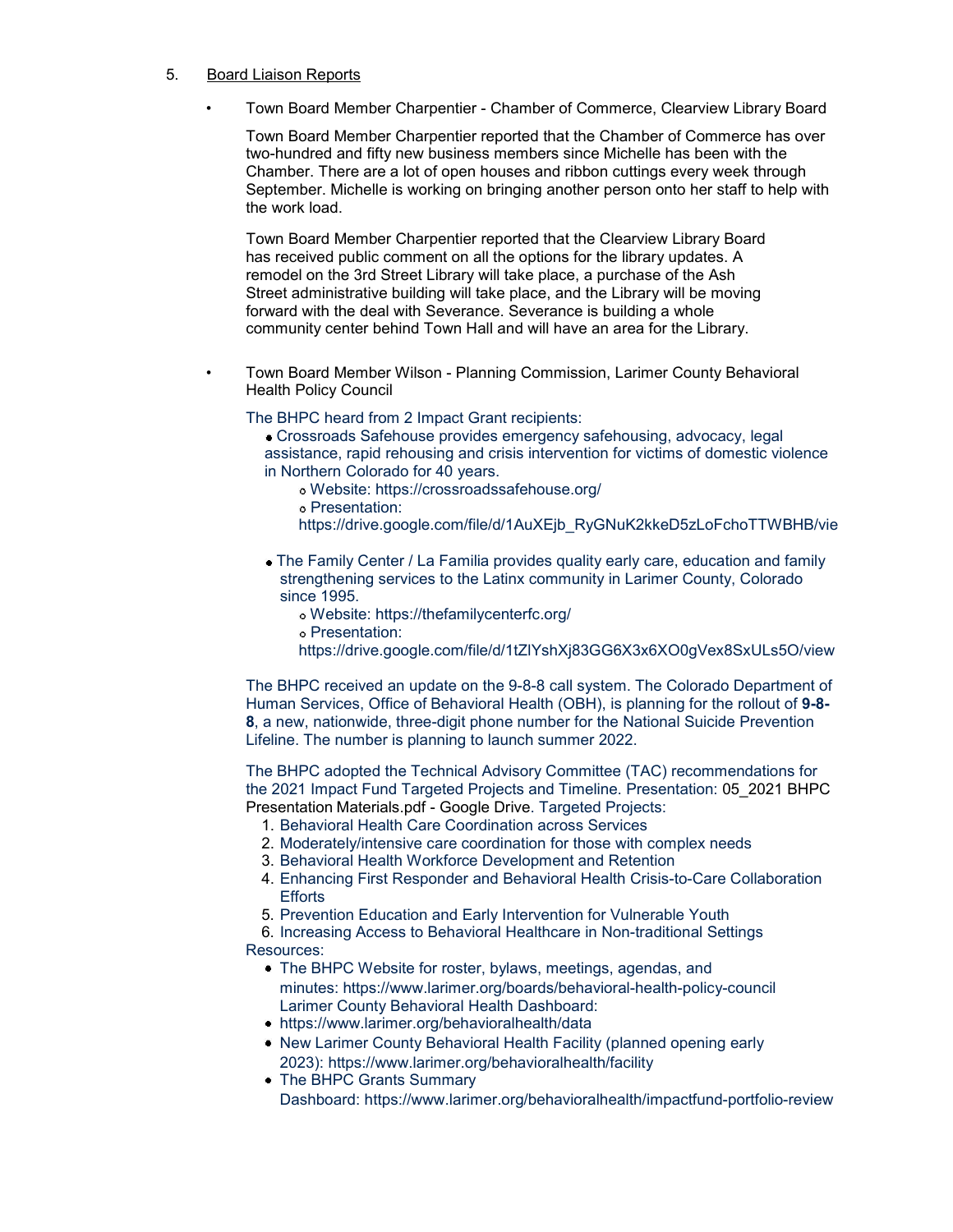5. Board Liaison Reports

- Town Board Member Charpentier - Chamber of Commerce, Clearview Library Board

  Town Board Member Charpentier reported that the Chamber of Commerce has over two-hundred and fifty new business members since Michelle has been with the Chamber. There are a lot of open houses and ribbon cuttings every week through September. Michelle is working on bringing another person onto her staff to help with the work load.

  Town Board Member Charpentier reported that the Clearview Library Board has received public comment on all the options for the library updates. A remodel on the 3rd Street Library will take place, a purchase of the Ash Street administrative building will take place, and the Library will be moving forward with the deal with Severance. Severance is building a whole community center behind Town Hall and will have an area for the Library.

- Town Board Member Wilson - Planning Commission, Larimer County Behavioral Health Policy Council

  The BHPC heard from 2 Impact Grant recipients:

  - Crossroads Safehouse provides emergency safehousing, advocacy, legal assistance, rapid rehousing and crisis intervention for victims of domestic violence in Northern Colorado for 40 years.
    - Website: https://crossroadssafehouse.org/
    - Presentation: https://drive.google.com/file/d/1AuXEjb_RyGNuK2kkeD5zLoFchoTTWBHB/vie
  - The Family Center / La Familia provides quality early care, education and family strengthening services to the Latinx community in Larimer County, Colorado since 1995.
    - Website: https://thefamilycenterfc.org/
    - Presentation: https://drive.google.com/file/d/1tZlYshXj83GG6X3x6XO0gVex8SxULs5O/view

  The BHPC received an update on the 9-8-8 call system. The Colorado Department of Human Services, Office of Behavioral Health (OBH), is planning for the rollout of **9-8-8**, a new, nationwide, three-digit phone number for the National Suicide Prevention Lifeline. The number is planning to launch summer 2022.

  The BHPC adopted the Technical Advisory Committee (TAC) recommendations for the 2021 Impact Fund Targeted Projects and Timeline. Presentation: 05_2021 BHPC Presentation Materials.pdf - Google Drive. Targeted Projects:

  1. Behavioral Health Care Coordination across Services
  2. Moderately/intensive care coordination for those with complex needs
  3. Behavioral Health Workforce Development and Retention
  4. Enhancing First Responder and Behavioral Health Crisis-to-Care Collaboration Efforts
  5. Prevention Education and Early Intervention for Vulnerable Youth
  6. Increasing Access to Behavioral Healthcare in Non-traditional Settings

  Resources:

  - The BHPC Website for roster, bylaws, meetings, agendas, and minutes: https://www.larimer.org/boards/behavioral-health-policy-council Larimer County Behavioral Health Dashboard:
  - https://www.larimer.org/behavioralhealth/data
  - New Larimer County Behavioral Health Facility (planned opening early 2023): https://www.larimer.org/behavioralhealth/facility
  - The BHPC Grants Summary Dashboard: https://www.larimer.org/behavioralhealth/impactfund-portfolio-review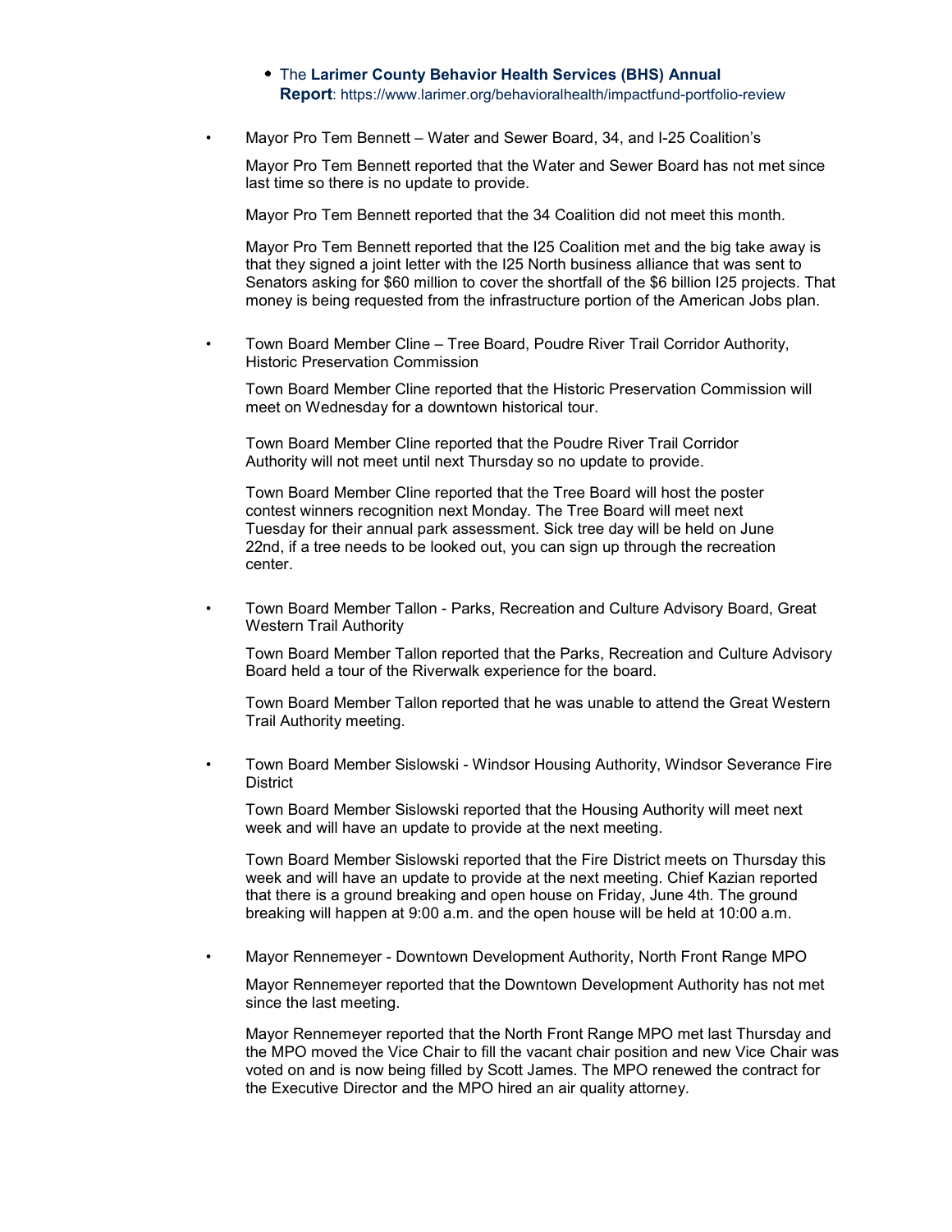- The **Larimer County Behavior Health Services (BHS) Annual Report**: https://www.larimer.org/behavioralhealth/impactfund-portfolio-review

- Mayor Pro Tem Bennett – Water and Sewer Board, 34, and I-25 Coalition's

  Mayor Pro Tem Bennett reported that the Water and Sewer Board has not met since last time so there is no update to provide.

  Mayor Pro Tem Bennett reported that the 34 Coalition did not meet this month.

  Mayor Pro Tem Bennett reported that the I25 Coalition met and the big take away is that they signed a joint letter with the I25 North business alliance that was sent to Senators asking for $60 million to cover the shortfall of the $6 billion I25 projects. That money is being requested from the infrastructure portion of the American Jobs plan.

- Town Board Member Cline – Tree Board, Poudre River Trail Corridor Authority, Historic Preservation Commission

  Town Board Member Cline reported that the Historic Preservation Commission will meet on Wednesday for a downtown historical tour.

  Town Board Member Cline reported that the Poudre River Trail Corridor Authority will not meet until next Thursday so no update to provide.

  Town Board Member Cline reported that the Tree Board will host the poster contest winners recognition next Monday. The Tree Board will meet next Tuesday for their annual park assessment. Sick tree day will be held on June 22nd, if a tree needs to be looked out, you can sign up through the recreation center.

- Town Board Member Tallon - Parks, Recreation and Culture Advisory Board, Great Western Trail Authority

  Town Board Member Tallon reported that the Parks, Recreation and Culture Advisory Board held a tour of the Riverwalk experience for the board.

  Town Board Member Tallon reported that he was unable to attend the Great Western Trail Authority meeting.

- Town Board Member Sislowski - Windsor Housing Authority, Windsor Severance Fire District

  Town Board Member Sislowski reported that the Housing Authority will meet next week and will have an update to provide at the next meeting.

  Town Board Member Sislowski reported that the Fire District meets on Thursday this week and will have an update to provide at the next meeting. Chief Kazian reported that there is a ground breaking and open house on Friday, June 4th. The ground breaking will happen at 9:00 a.m. and the open house will be held at 10:00 a.m.

- Mayor Rennemeyer - Downtown Development Authority, North Front Range MPO

  Mayor Rennemeyer reported that the Downtown Development Authority has not met since the last meeting.

  Mayor Rennemeyer reported that the North Front Range MPO met last Thursday and the MPO moved the Vice Chair to fill the vacant chair position and new Vice Chair was voted on and is now being filled by Scott James. The MPO renewed the contract for the Executive Director and the MPO hired an air quality attorney.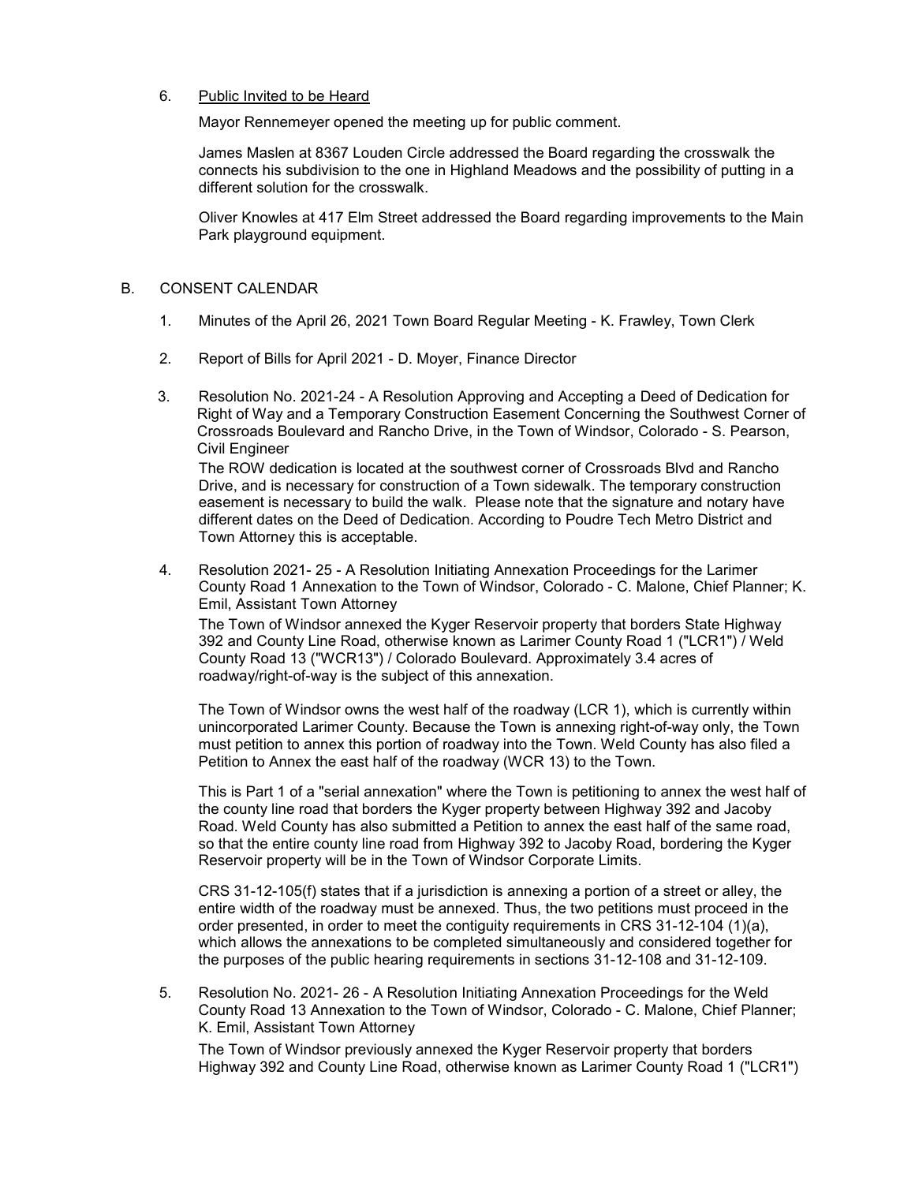6. Public Invited to be Heard

   Mayor Rennemeyer opened the meeting up for public comment.

   James Maslen at 8367 Louden Circle addressed the Board regarding the crosswalk the connects his subdivision to the one in Highland Meadows and the possibility of putting in a different solution for the crosswalk.

   Oliver Knowles at 417 Elm Street addressed the Board regarding improvements to the Main Park playground equipment.

B. CONSENT CALENDAR

1. Minutes of the April 26, 2021 Town Board Regular Meeting - K. Frawley, Town Clerk

2. Report of Bills for April 2021 - D. Moyer, Finance Director

3. Resolution No. 2021-24 - A Resolution Approving and Accepting a Deed of Dedication for Right of Way and a Temporary Construction Easement Concerning the Southwest Corner of Crossroads Boulevard and Rancho Drive, in the Town of Windsor, Colorado - S. Pearson, Civil Engineer

   The ROW dedication is located at the southwest corner of Crossroads Blvd and Rancho Drive, and is necessary for construction of a Town sidewalk. The temporary construction easement is necessary to build the walk. Please note that the signature and notary have different dates on the Deed of Dedication. According to Poudre Tech Metro District and Town Attorney this is acceptable.

4. Resolution 2021- 25 - A Resolution Initiating Annexation Proceedings for the Larimer County Road 1 Annexation to the Town of Windsor, Colorado - C. Malone, Chief Planner; K. Emil, Assistant Town Attorney

   The Town of Windsor annexed the Kyger Reservoir property that borders State Highway 392 and County Line Road, otherwise known as Larimer County Road 1 ("LCR1") / Weld County Road 13 ("WCR13") / Colorado Boulevard. Approximately 3.4 acres of roadway/right-of-way is the subject of this annexation.

   The Town of Windsor owns the west half of the roadway (LCR 1), which is currently within unincorporated Larimer County. Because the Town is annexing right-of-way only, the Town must petition to annex this portion of roadway into the Town. Weld County has also filed a Petition to Annex the east half of the roadway (WCR 13) to the Town.

   This is Part 1 of a "serial annexation" where the Town is petitioning to annex the west half of the county line road that borders the Kyger property between Highway 392 and Jacoby Road. Weld County has also submitted a Petition to annex the east half of the same road, so that the entire county line road from Highway 392 to Jacoby Road, bordering the Kyger Reservoir property will be in the Town of Windsor Corporate Limits.

   CRS 31-12-105(f) states that if a jurisdiction is annexing a portion of a street or alley, the entire width of the roadway must be annexed. Thus, the two petitions must proceed in the order presented, in order to meet the contiguity requirements in CRS 31-12-104 (1)(a), which allows the annexations to be completed simultaneously and considered together for the purposes of the public hearing requirements in sections 31-12-108 and 31-12-109.

5. Resolution No. 2021- 26 - A Resolution Initiating Annexation Proceedings for the Weld County Road 13 Annexation to the Town of Windsor, Colorado - C. Malone, Chief Planner; K. Emil, Assistant Town Attorney

   The Town of Windsor previously annexed the Kyger Reservoir property that borders Highway 392 and County Line Road, otherwise known as Larimer County Road 1 ("LCR1")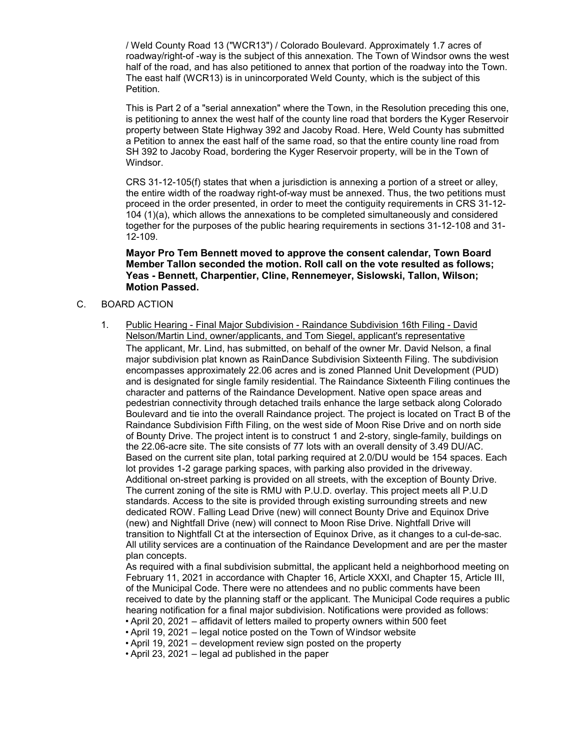/ Weld County Road 13 ("WCR13") / Colorado Boulevard. Approximately 1.7 acres of roadway/right-of -way is the subject of this annexation. The Town of Windsor owns the west half of the road, and has also petitioned to annex that portion of the roadway into the Town. The east half (WCR13) is in unincorporated Weld County, which is the subject of this Petition.

This is Part 2 of a "serial annexation" where the Town, in the Resolution preceding this one, is petitioning to annex the west half of the county line road that borders the Kyger Reservoir property between State Highway 392 and Jacoby Road. Here, Weld County has submitted a Petition to annex the east half of the same road, so that the entire county line road from SH 392 to Jacoby Road, bordering the Kyger Reservoir property, will be in the Town of Windsor.

CRS 31-12-105(f) states that when a jurisdiction is annexing a portion of a street or alley, the entire width of the roadway right-of-way must be annexed. Thus, the two petitions must proceed in the order presented, in order to meet the contiguity requirements in CRS 31-12-104 (1)(a), which allows the annexations to be completed simultaneously and considered together for the purposes of the public hearing requirements in sections 31-12-108 and 31-12-109.

**Mayor Pro Tem Bennett moved to approve the consent calendar, Town Board Member Tallon seconded the motion. Roll call on the vote resulted as follows; Yeas - Bennett, Charpentier, Cline, Rennemeyer, Sislowski, Tallon, Wilson; Motion Passed.**

C. BOARD ACTION

1. Public Hearing - Final Major Subdivision - Raindance Subdivision 16th Filing - David Nelson/Martin Lind, owner/applicants, and Tom Siegel, applicant's representative

The applicant, Mr. Lind, has submitted, on behalf of the owner Mr. David Nelson, a final major subdivision plat known as RainDance Subdivision Sixteenth Filing. The subdivision encompasses approximately 22.06 acres and is zoned Planned Unit Development (PUD) and is designated for single family residential. The Raindance Sixteenth Filing continues the character and patterns of the Raindance Development. Native open space areas and pedestrian connectivity through detached trails enhance the large setback along Colorado Boulevard and tie into the overall Raindance project. The project is located on Tract B of the Raindance Subdivision Fifth Filing, on the west side of Moon Rise Drive and on north side of Bounty Drive. The project intent is to construct 1 and 2-story, single-family, buildings on the 22.06-acre site. The site consists of 77 lots with an overall density of 3.49 DU/AC. Based on the current site plan, total parking required at 2.0/DU would be 154 spaces. Each lot provides 1-2 garage parking spaces, with parking also provided in the driveway. Additional on-street parking is provided on all streets, with the exception of Bounty Drive. The current zoning of the site is RMU with P.U.D. overlay. This project meets all P.U.D standards. Access to the site is provided through existing surrounding streets and new dedicated ROW. Falling Lead Drive (new) will connect Bounty Drive and Equinox Drive (new) and Nightfall Drive (new) will connect to Moon Rise Drive. Nightfall Drive will transition to Nightfall Ct at the intersection of Equinox Drive, as it changes to a cul-de-sac. All utility services are a continuation of the Raindance Development and are per the master plan concepts.

As required with a final subdivision submittal, the applicant held a neighborhood meeting on February 11, 2021 in accordance with Chapter 16, Article XXXI, and Chapter 15, Article III, of the Municipal Code. There were no attendees and no public comments have been received to date by the planning staff or the applicant. The Municipal Code requires a public hearing notification for a final major subdivision. Notifications were provided as follows:

- April 20, 2021 – affidavit of letters mailed to property owners within 500 feet
- April 19, 2021 – legal notice posted on the Town of Windsor website
- April 19, 2021 – development review sign posted on the property
- April 23, 2021 – legal ad published in the paper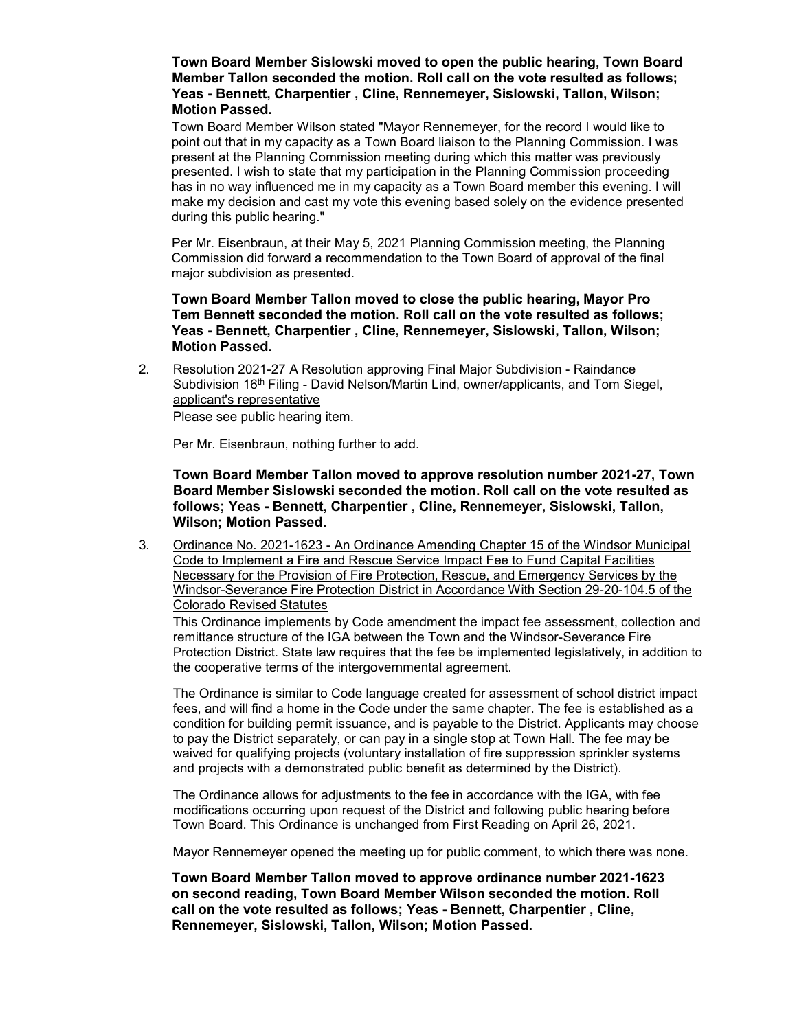**Town Board Member Sislowski moved to open the public hearing, Town Board Member Tallon seconded the motion. Roll call on the vote resulted as follows; Yeas - Bennett, Charpentier , Cline, Rennemeyer, Sislowski, Tallon, Wilson; Motion Passed.**

Town Board Member Wilson stated "Mayor Rennemeyer, for the record I would like to point out that in my capacity as a Town Board liaison to the Planning Commission. I was present at the Planning Commission meeting during which this matter was previously presented. I wish to state that my participation in the Planning Commission proceeding has in no way influenced me in my capacity as a Town Board member this evening. I will make my decision and cast my vote this evening based solely on the evidence presented during this public hearing."

Per Mr. Eisenbraun, at their May 5, 2021 Planning Commission meeting, the Planning Commission did forward a recommendation to the Town Board of approval of the final major subdivision as presented.

**Town Board Member Tallon moved to close the public hearing, Mayor Pro Tem Bennett seconded the motion. Roll call on the vote resulted as follows; Yeas - Bennett, Charpentier , Cline, Rennemeyer, Sislowski, Tallon, Wilson; Motion Passed.**

2. Resolution 2021-27 A Resolution approving Final Major Subdivision - Raindance Subdivision 16th Filing - David Nelson/Martin Lind, owner/applicants, and Tom Siegel, applicant's representative

   Please see public hearing item.

   Per Mr. Eisenbraun, nothing further to add.

   **Town Board Member Tallon moved to approve resolution number 2021-27, Town Board Member Sislowski seconded the motion. Roll call on the vote resulted as follows; Yeas - Bennett, Charpentier , Cline, Rennemeyer, Sislowski, Tallon, Wilson; Motion Passed.**

3. Ordinance No. 2021-1623 - An Ordinance Amending Chapter 15 of the Windsor Municipal Code to Implement a Fire and Rescue Service Impact Fee to Fund Capital Facilities Necessary for the Provision of Fire Protection, Rescue, and Emergency Services by the Windsor-Severance Fire Protection District in Accordance With Section 29-20-104.5 of the Colorado Revised Statutes

   This Ordinance implements by Code amendment the impact fee assessment, collection and remittance structure of the IGA between the Town and the Windsor-Severance Fire Protection District. State law requires that the fee be implemented legislatively, in addition to the cooperative terms of the intergovernmental agreement.

   The Ordinance is similar to Code language created for assessment of school district impact fees, and will find a home in the Code under the same chapter. The fee is established as a condition for building permit issuance, and is payable to the District. Applicants may choose to pay the District separately, or can pay in a single stop at Town Hall. The fee may be waived for qualifying projects (voluntary installation of fire suppression sprinkler systems and projects with a demonstrated public benefit as determined by the District).

   The Ordinance allows for adjustments to the fee in accordance with the IGA, with fee modifications occurring upon request of the District and following public hearing before Town Board. This Ordinance is unchanged from First Reading on April 26, 2021.

   Mayor Rennemeyer opened the meeting up for public comment, to which there was none.

   **Town Board Member Tallon moved to approve ordinance number 2021-1623 on second reading, Town Board Member Wilson seconded the motion. Roll call on the vote resulted as follows; Yeas - Bennett, Charpentier , Cline, Rennemeyer, Sislowski, Tallon, Wilson; Motion Passed.**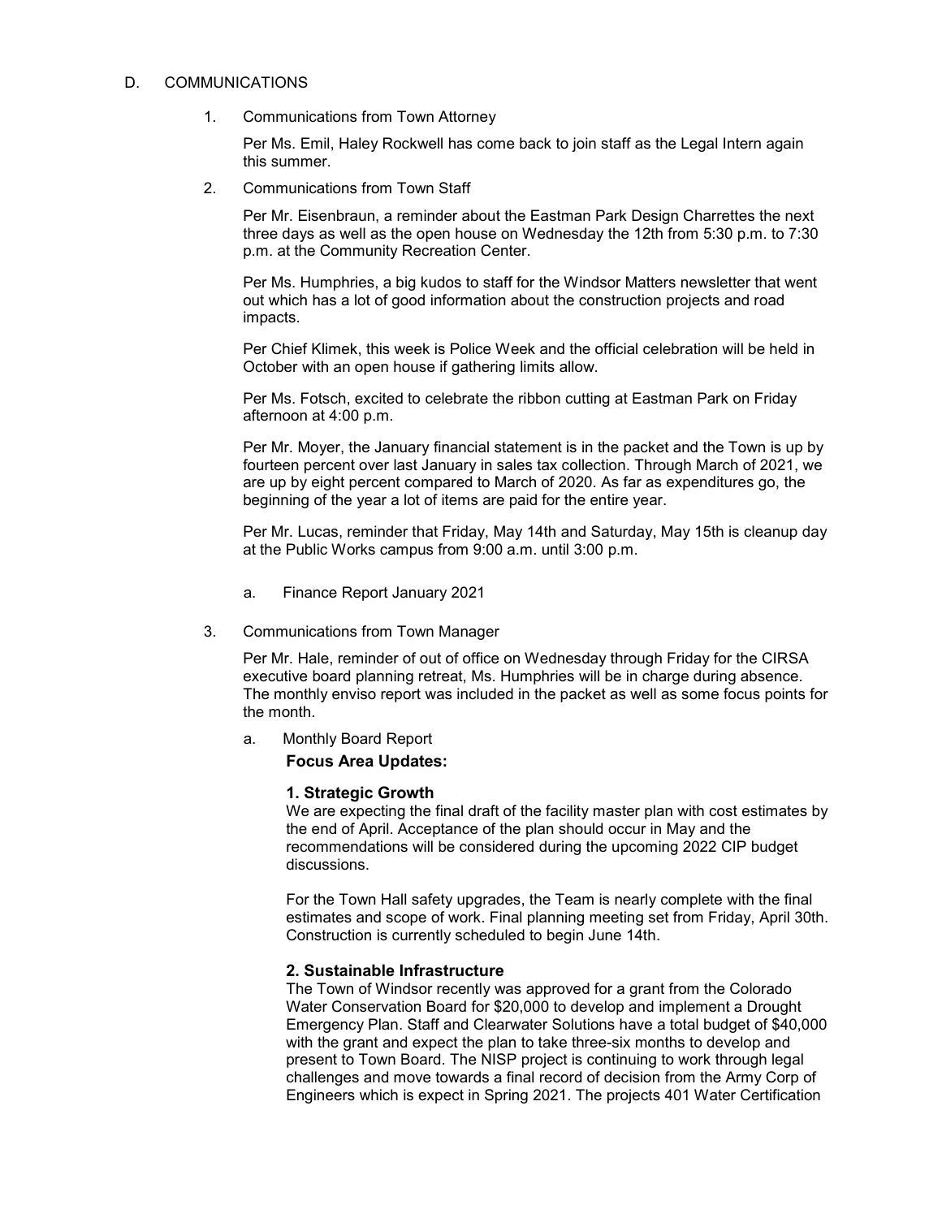D. COMMUNICATIONS

1. Communications from Town Attorney

   Per Ms. Emil, Haley Rockwell has come back to join staff as the Legal Intern again this summer.

2. Communications from Town Staff

   Per Mr. Eisenbraun, a reminder about the Eastman Park Design Charrettes the next three days as well as the open house on Wednesday the 12th from 5:30 p.m. to 7:30 p.m. at the Community Recreation Center.

   Per Ms. Humphries, a big kudos to staff for the Windsor Matters newsletter that went out which has a lot of good information about the construction projects and road impacts.

   Per Chief Klimek, this week is Police Week and the official celebration will be held in October with an open house if gathering limits allow.

   Per Ms. Fotsch, excited to celebrate the ribbon cutting at Eastman Park on Friday afternoon at 4:00 p.m.

   Per Mr. Moyer, the January financial statement is in the packet and the Town is up by fourteen percent over last January in sales tax collection. Through March of 2021, we are up by eight percent compared to March of 2020. As far as expenditures go, the beginning of the year a lot of items are paid for the entire year.

   Per Mr. Lucas, reminder that Friday, May 14th and Saturday, May 15th is cleanup day at the Public Works campus from 9:00 a.m. until 3:00 p.m.

   a. Finance Report January 2021

3. Communications from Town Manager

   Per Mr. Hale, reminder of out of office on Wednesday through Friday for the CIRSA executive board planning retreat, Ms. Humphries will be in charge during absence. The monthly enviso report was included in the packet as well as some focus points for the month.

   a. Monthly Board Report

   **Focus Area Updates:**

   **1. Strategic Growth**

   We are expecting the final draft of the facility master plan with cost estimates by the end of April. Acceptance of the plan should occur in May and the recommendations will be considered during the upcoming 2022 CIP budget discussions.

   For the Town Hall safety upgrades, the Team is nearly complete with the final estimates and scope of work. Final planning meeting set from Friday, April 30th. Construction is currently scheduled to begin June 14th.

   **2. Sustainable Infrastructure**

   The Town of Windsor recently was approved for a grant from the Colorado Water Conservation Board for $20,000 to develop and implement a Drought Emergency Plan. Staff and Clearwater Solutions have a total budget of $40,000 with the grant and expect the plan to take three-six months to develop and present to Town Board. The NISP project is continuing to work through legal challenges and move towards a final record of decision from the Army Corp of Engineers which is expect in Spring 2021. The projects 401 Water Certification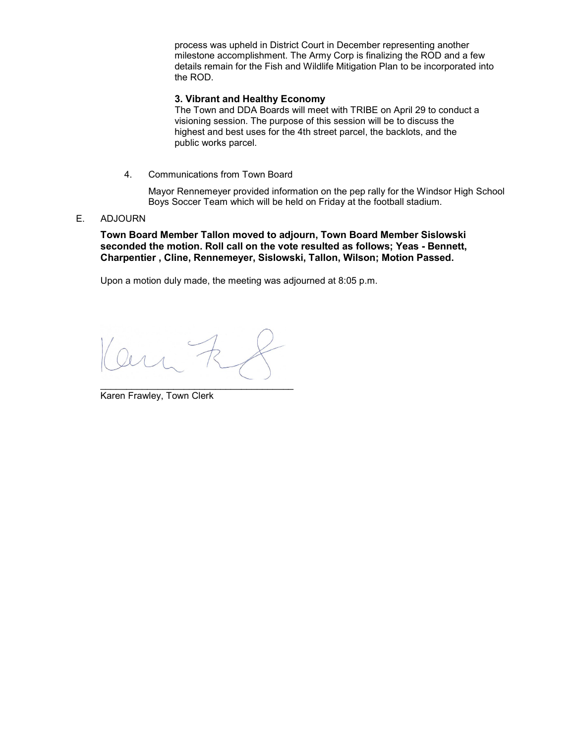process was upheld in District Court in December representing another milestone accomplishment. The Army Corp is finalizing the ROD and a few details remain for the Fish and Wildlife Mitigation Plan to be incorporated into the ROD.

**3. Vibrant and Healthy Economy**

The Town and DDA Boards will meet with TRIBE on April 29 to conduct a visioning session. The purpose of this session will be to discuss the highest and best uses for the 4th street parcel, the backlots, and the public works parcel.

4. Communications from Town Board

Mayor Rennemeyer provided information on the pep rally for the Windsor High School Boys Soccer Team which will be held on Friday at the football stadium.

E. ADJOURN

**Town Board Member Tallon moved to adjourn, Town Board Member Sislowski seconded the motion. Roll call on the vote resulted as follows; Yeas - Bennett, Charpentier , Cline, Rennemeyer, Sislowski, Tallon, Wilson; Motion Passed.**

Upon a motion duly made, the meeting was adjourned at 8:05 p.m.

\_\_\_\_\_\_\_\_\_\_\_\_\_\_\_\_\_\_\_\_\_\_\_\_\_\_\_\_\_\_\_\_\_\_\_\_\_\_

Karen Frawley, Town Clerk